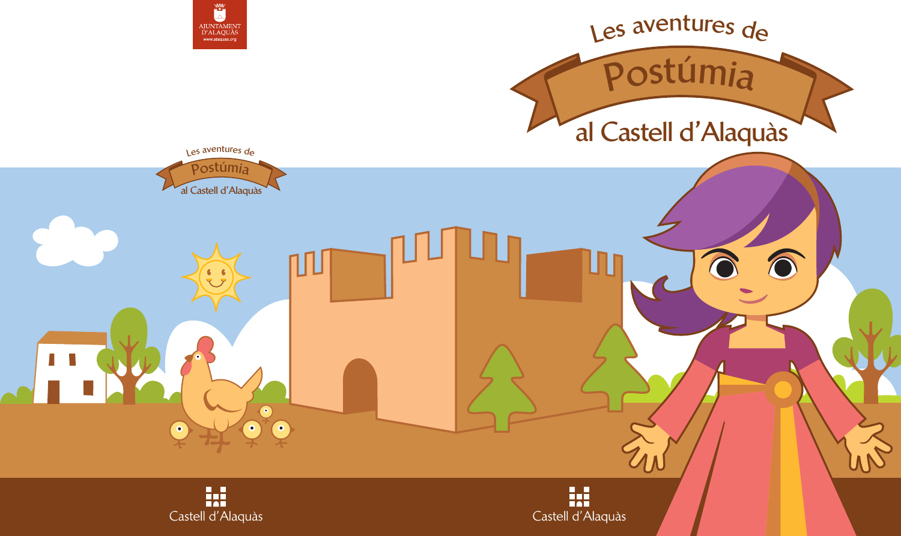AJUNTAMENT D'ALAQUÀS
www.alaquas.org

# Les aventures de Postúmia al Castell d'Alaquàs

Les aventures de Postúmia al Castell d'Alaquàs

Castell d'Alaquàs

Castell d'Alaquàs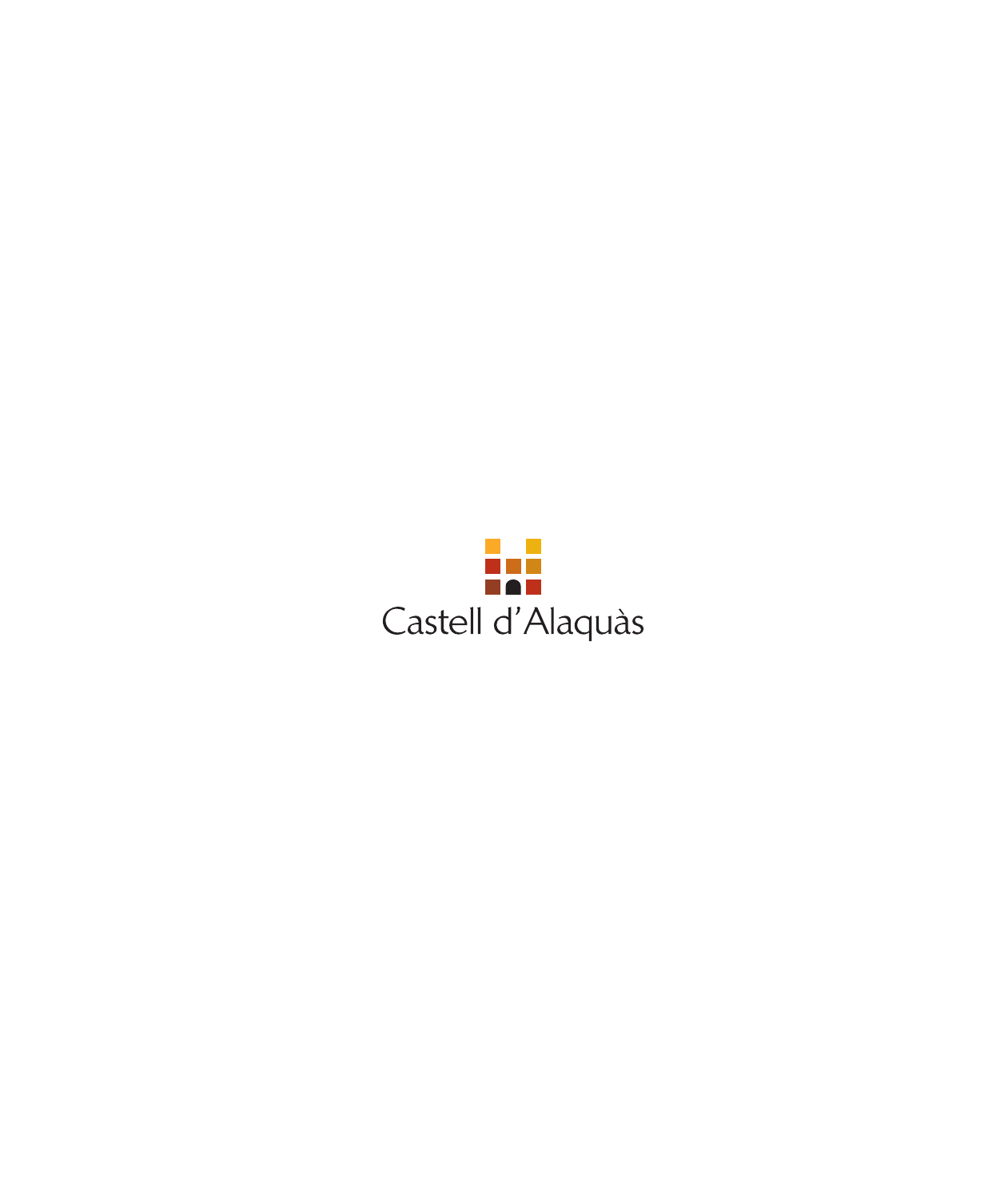Castell d'Alaquàs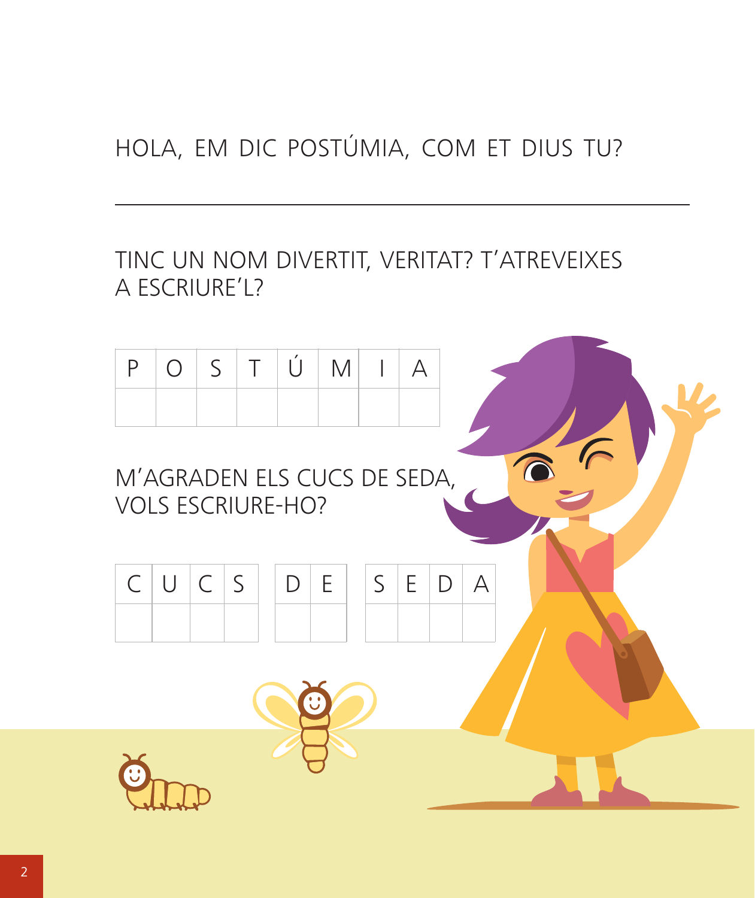HOLA, EM DIC POSTÚMIA, COM ET DIUS TU?

___

TINC UN NOM DIVERTIT, VERITAT? T'ATREVEIXES A ESCRIURE'L?

| P | O | S | T | Ú | M | I | A |
|---|---|---|---|---|---|---|---|
| | | | | | | | |

M'AGRADEN ELS CUCS DE SEDA, VOLS ESCRIURE-HO?

| C | U | C | S |
|---|---|---|---|
| | | | |

| D | E |
|---|---|
| | |

| S | E | D | A |
|---|---|---|---|
| | | | |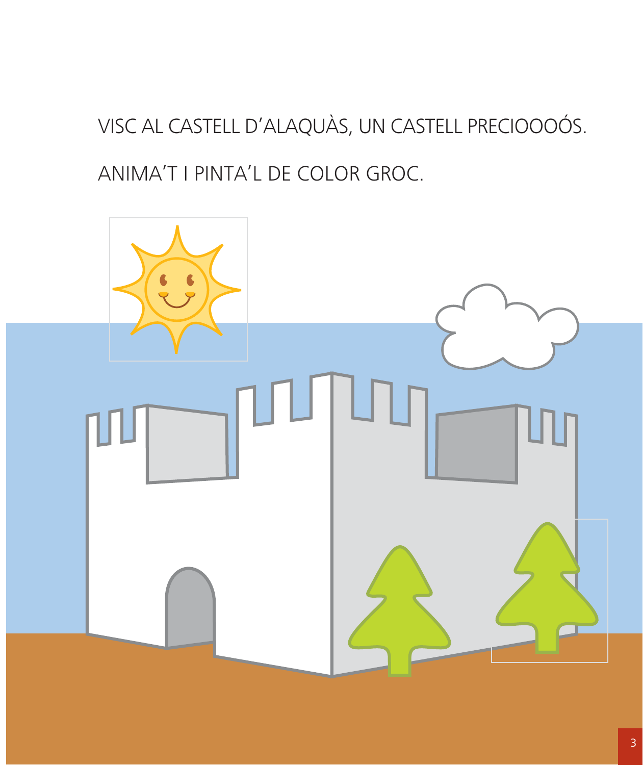VISC AL CASTELL D’ALAQUÀS, UN CASTELL PRECIOOOÓS.

ANIMA’T I PINTA’L DE COLOR GROC.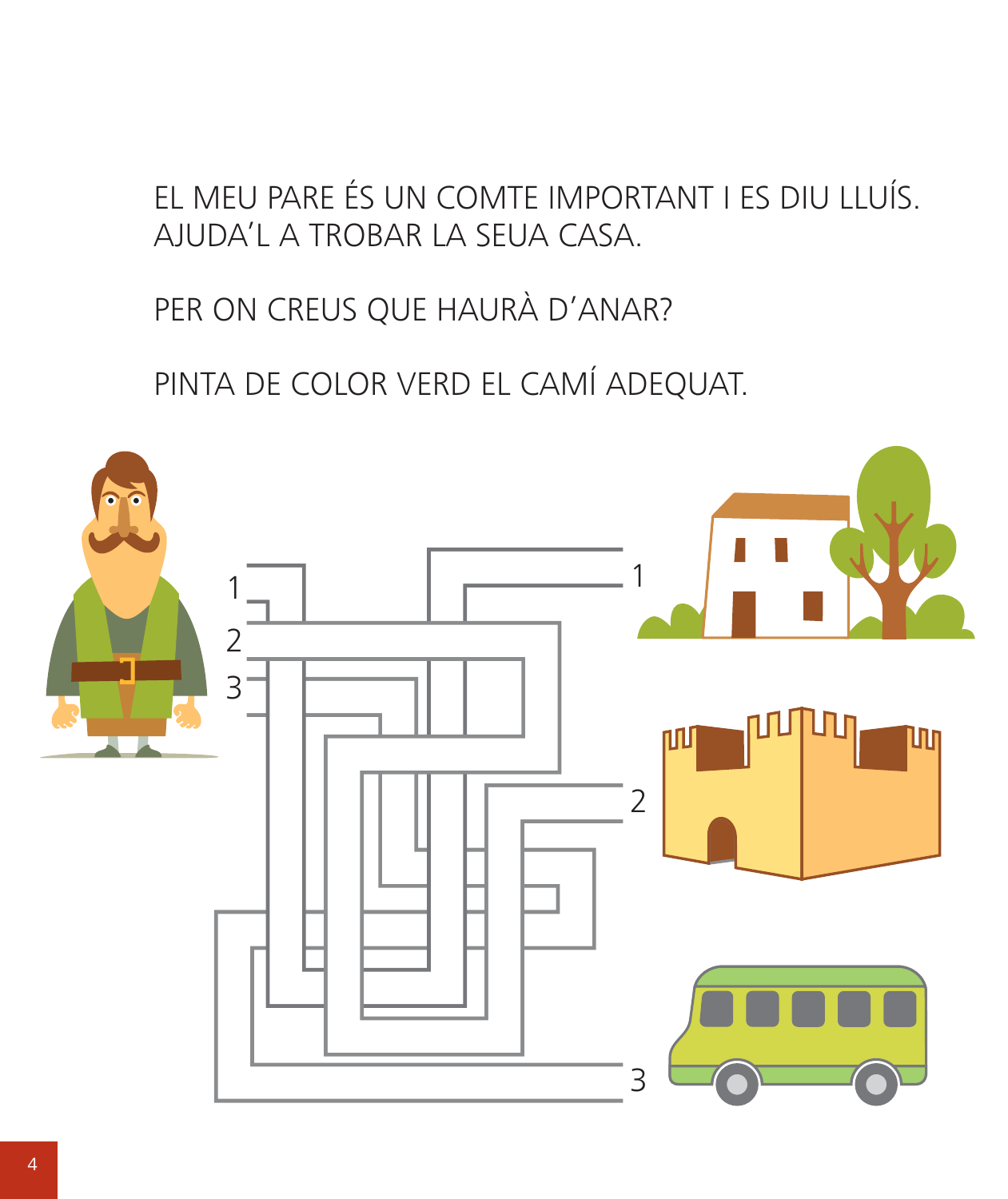EL MEU PARE ÉS UN COMTE IMPORTANT I ES DIU LLUÍS.
AJUDA'L A TROBAR LA SEUA CASA.

PER ON CREUS QUE HAURÀ D'ANAR?

PINTA DE COLOR VERD EL CAMÍ ADEQUAT.

1
2
3

1
2
3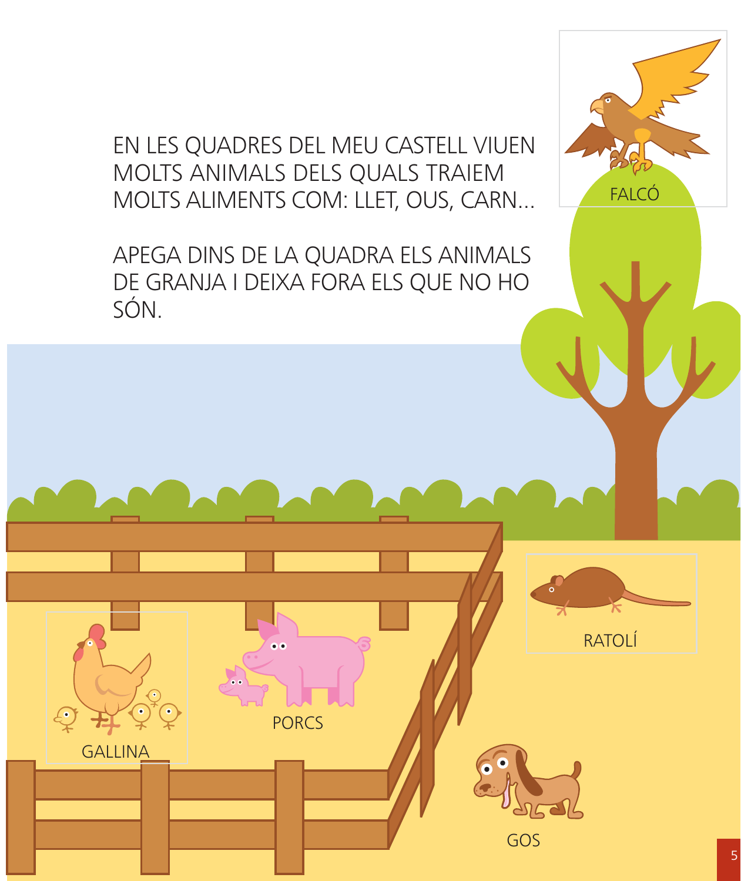EN LES QUADRES DEL MEU CASTELL VIUEN MOLTS ANIMALS DELS QUALS TRAIEM MOLTS ALIMENTS COM: LLET, OUS, CARN...

APEGA DINS DE LA QUADRA ELS ANIMALS DE GRANJA I DEIXA FORA ELS QUE NO HO SÓN.

FALCÓ

GALLINA

PORCS

RATOLÍ

GOS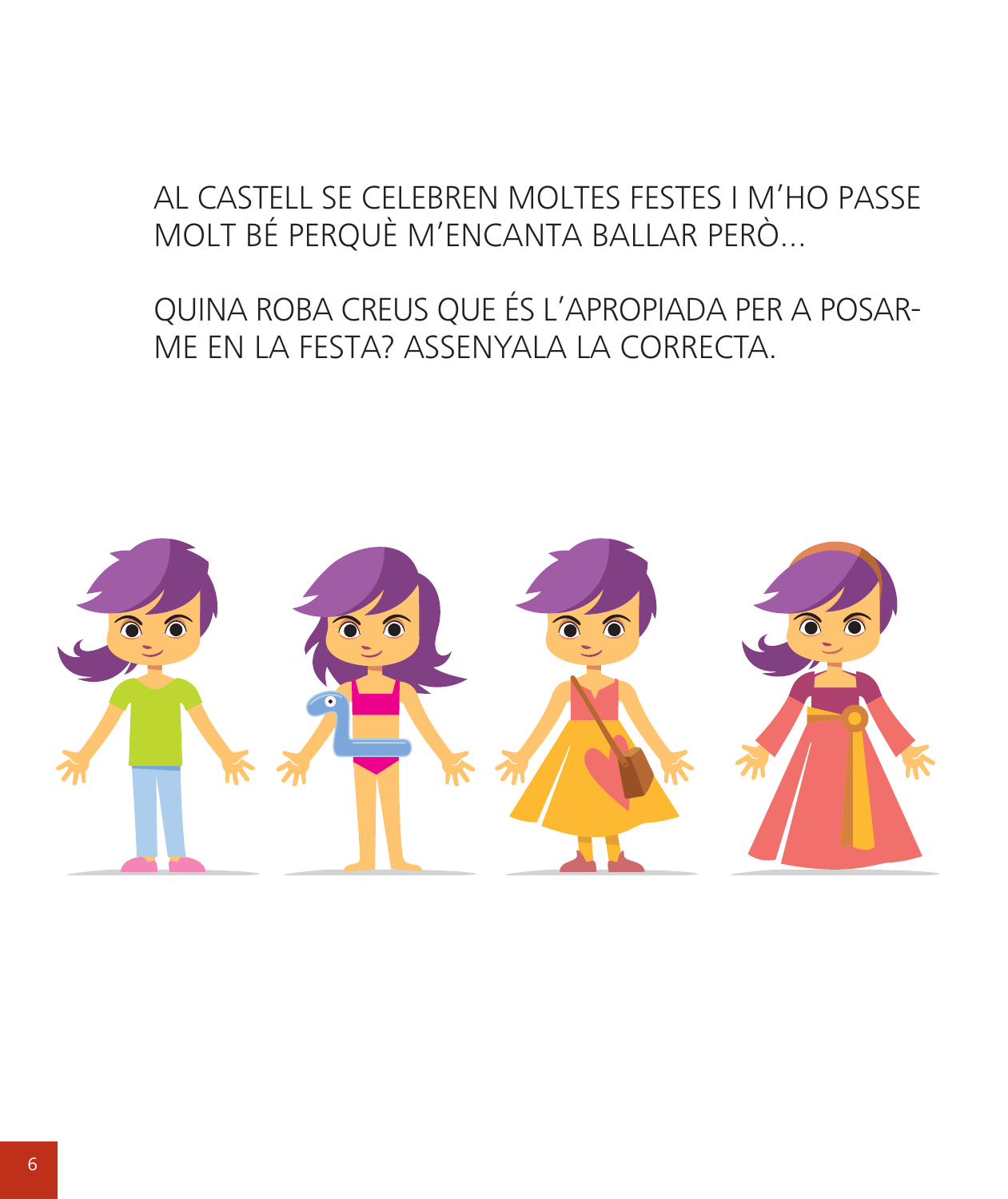AL CASTELL SE CELEBREN MOLTES FESTES I M'HO PASSE MOLT BÉ PERQUÈ M'ENCANTA BALLAR PERÒ...

QUINA ROBA CREUS QUE ÉS L'APROPIADA PER A POSAR-ME EN LA FESTA? ASSENYALA LA CORRECTA.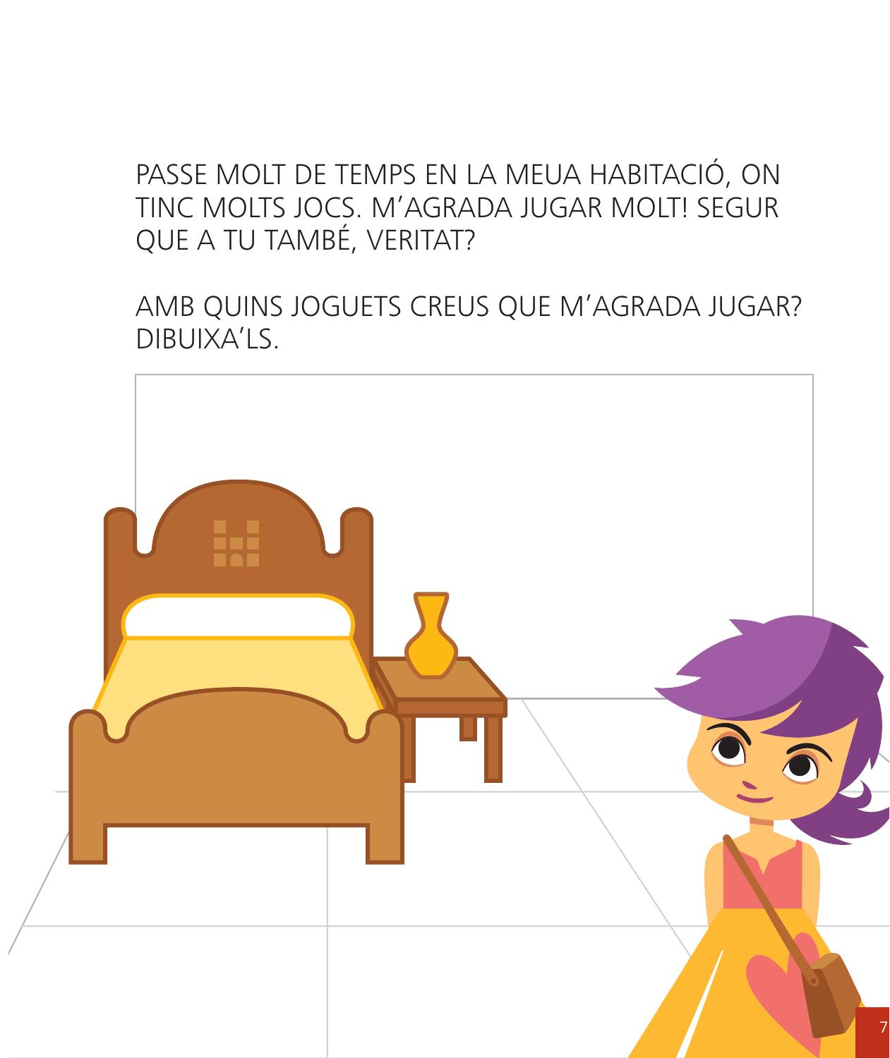PASSE MOLT DE TEMPS EN LA MEUA HABITACIÓ, ON TINC MOLTS JOCS. M’AGRADA JUGAR MOLT! SEGUR QUE A TU TAMBÉ, VERITAT?

AMB QUINS JOGUETS CREUS QUE M’AGRADA JUGAR? DIBUIXA’LS.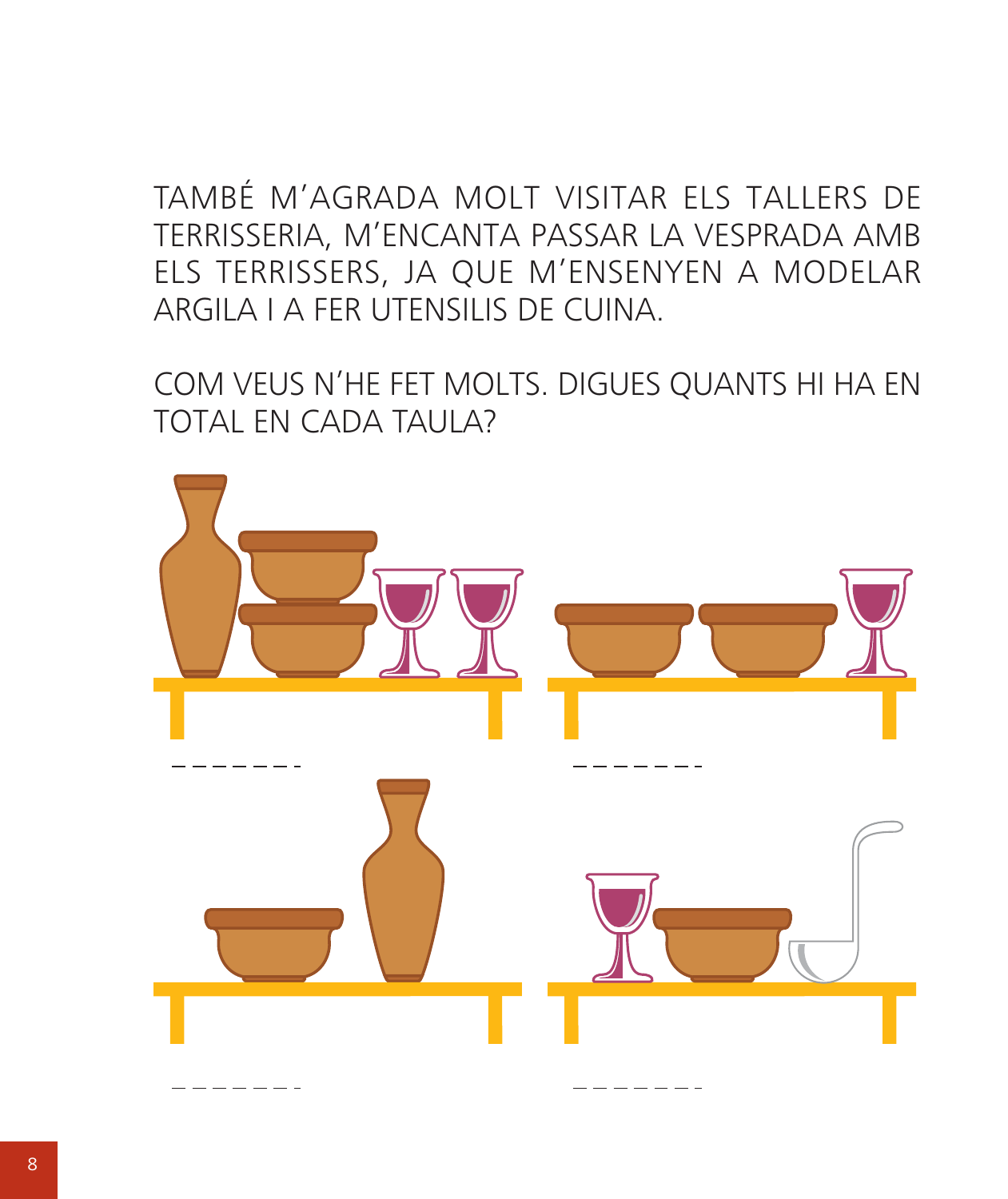TAMBÉ M'AGRADA MOLT VISITAR ELS TALLERS DE TERRISSERIA, M'ENCANTA PASSAR LA VESPRADA AMB ELS TERRISSERS, JA QUE M'ENSENYEN A MODELAR ARGILA I A FER UTENSILIS DE CUINA.

COM VEUS N'HE FET MOLTS. DIGUES QUANTS HI HA EN TOTAL EN CADA TAULA?

_ _ _ _ _ _ _    _ _ _ _ _ _ _

_ _ _ _ _ _ _    _ _ _ _ _ _ _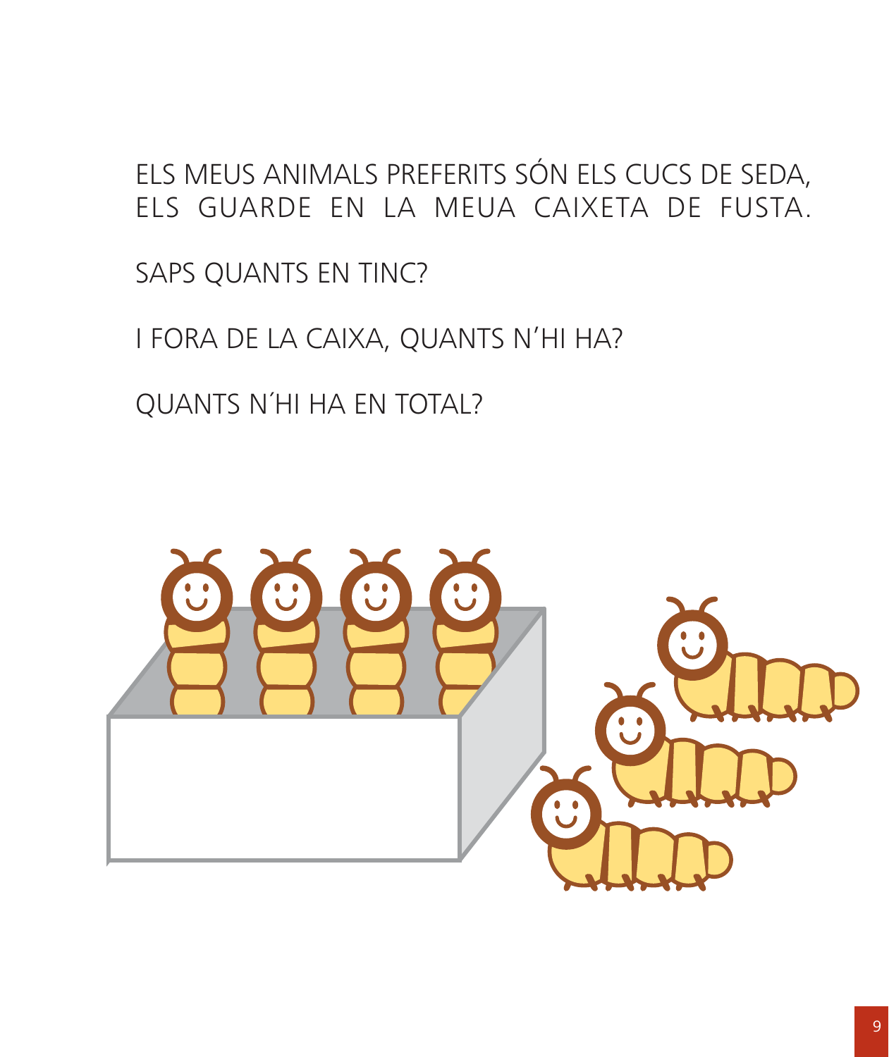ELS MEUS ANIMALS PREFERITS SÓN ELS CUCS DE SEDA, ELS GUARDE EN LA MEUA CAIXETA DE FUSTA.

SAPS QUANTS EN TINC?

I FORA DE LA CAIXA, QUANTS N'HI HA?

QUANTS N´HI HA EN TOTAL?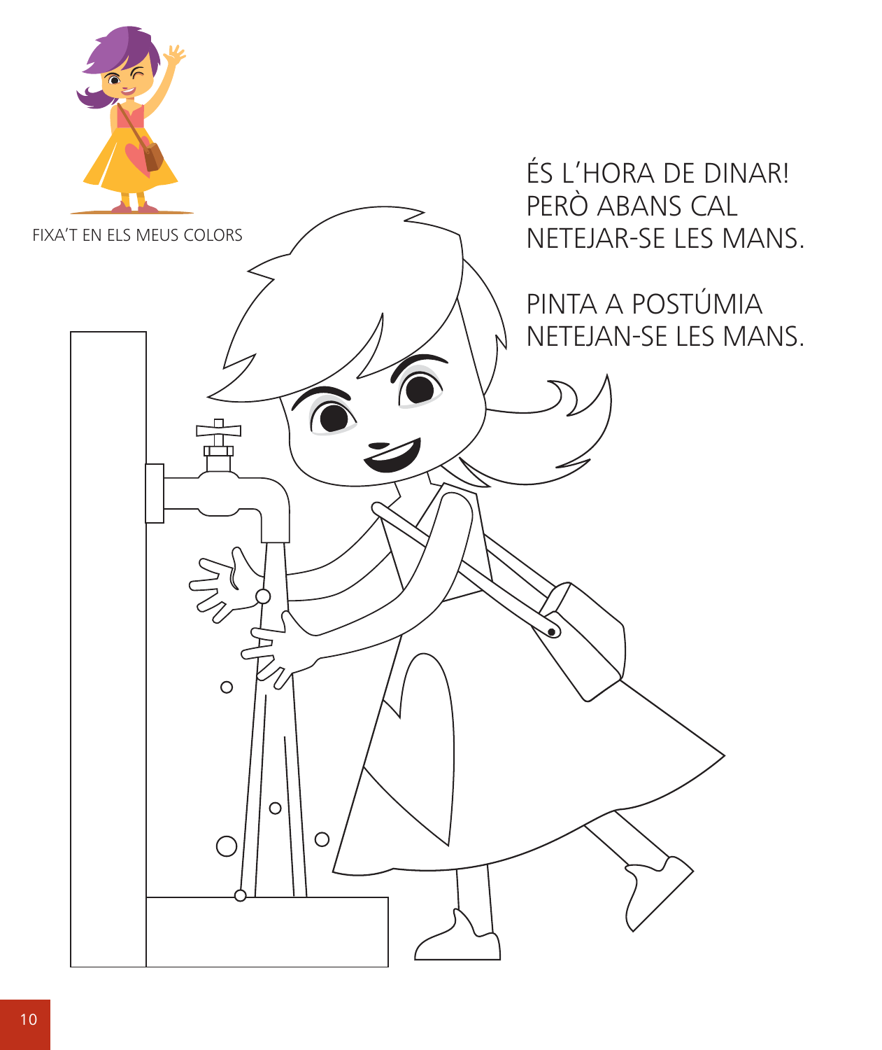FIXA'T EN ELS MEUS COLORS

ÉS L'HORA DE DINAR!
PERÒ ABANS CAL
NETEJAR-SE LES MANS.

PINTA A POSTÚMIA
NETEJAN-SE LES MANS.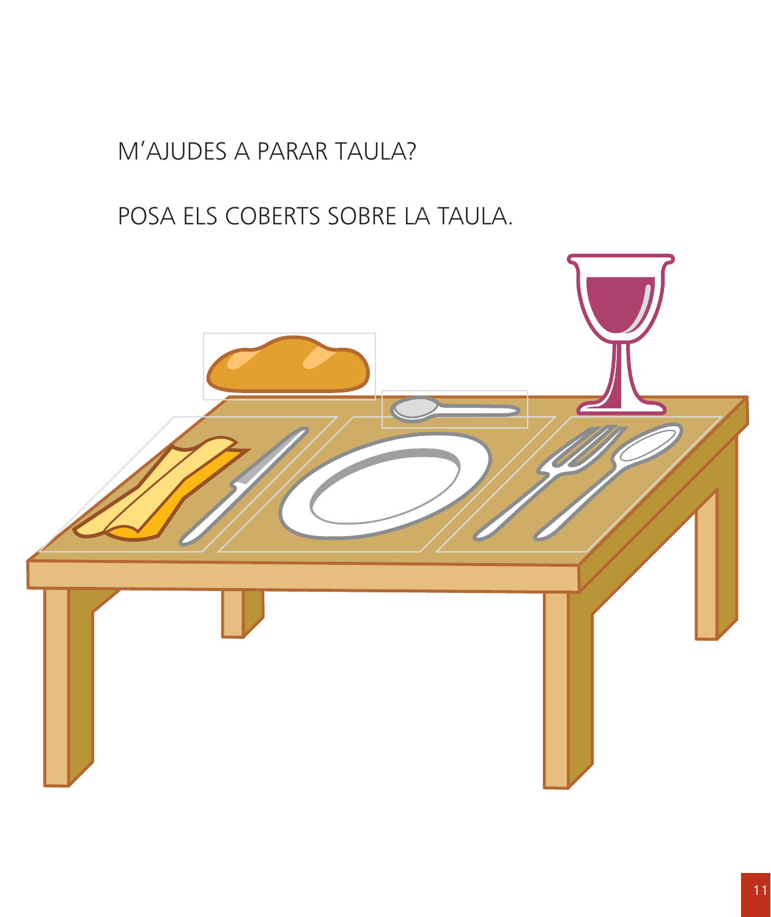M’AJUDES A PARAR TAULA?

POSA ELS COBERTS SOBRE LA TAULA.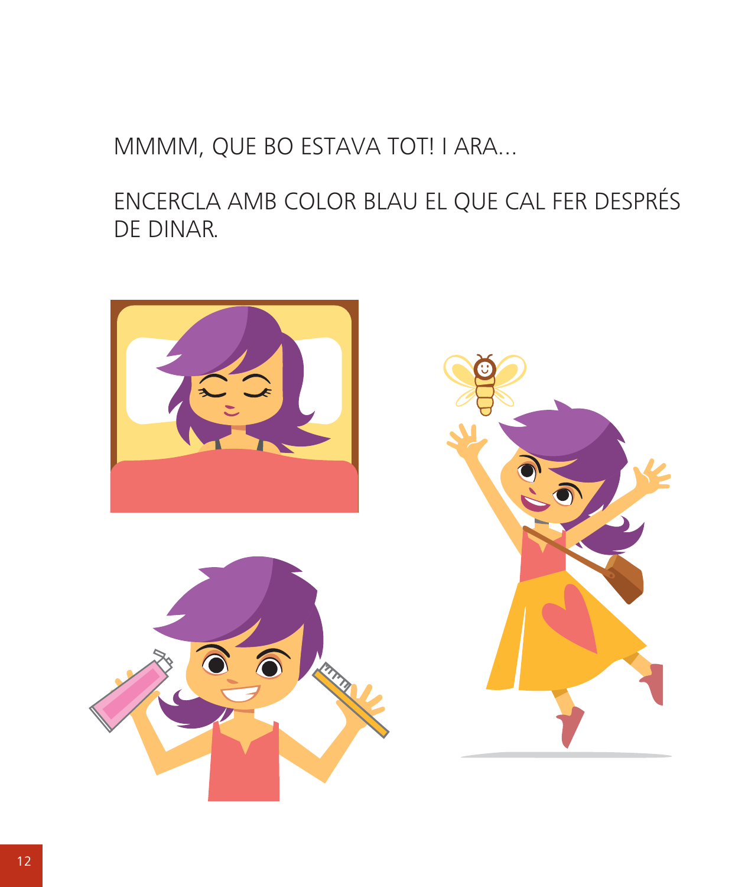MMMM, QUE BO ESTAVA TOT! I ARA...

ENCERCLA AMB COLOR BLAU EL QUE CAL FER DESPRÉS DE DINAR.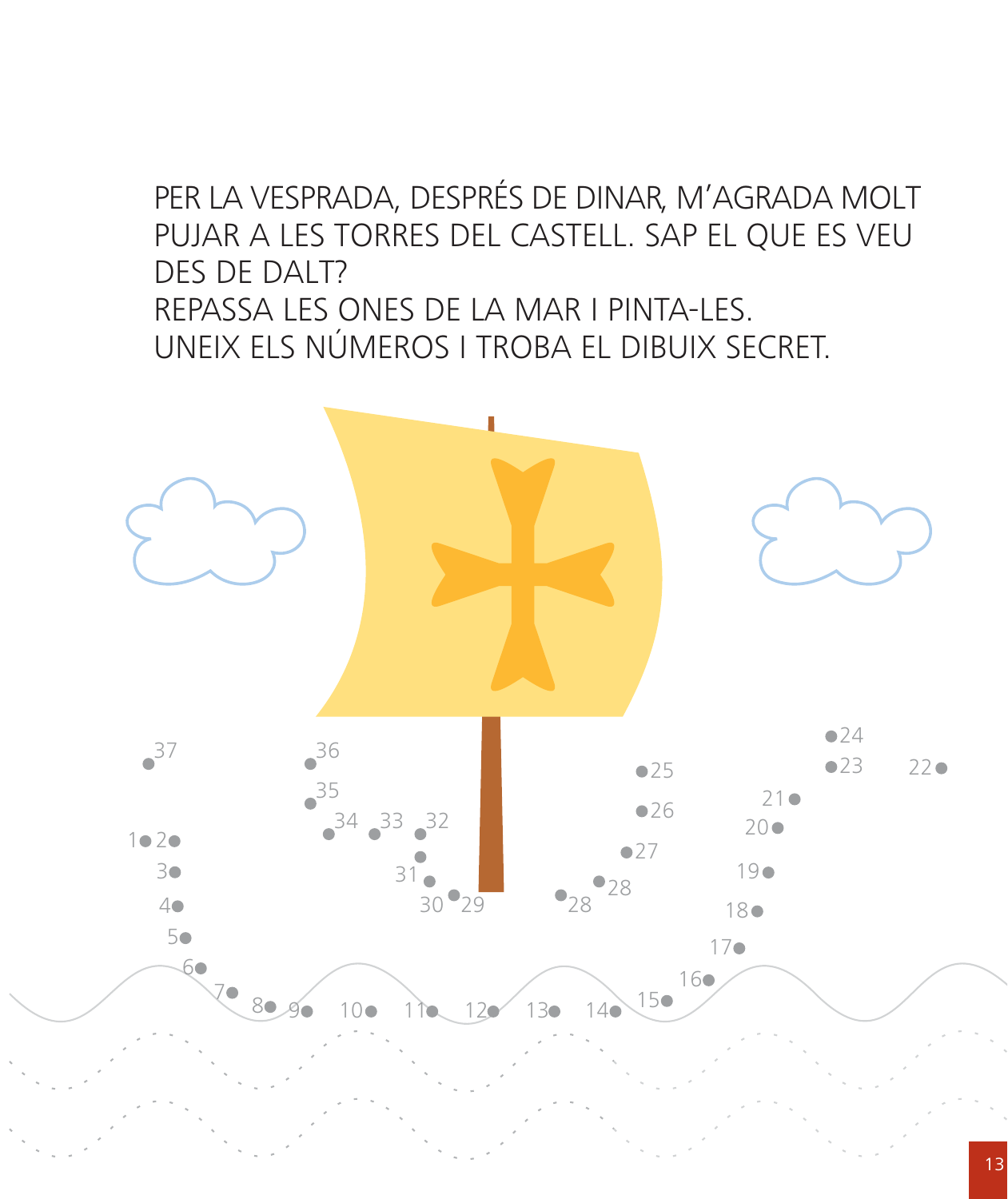PER LA VESPRADA, DESPRÉS DE DINAR, M'AGRADA MOLT PUJAR A LES TORRES DEL CASTELL. SAP EL QUE ES VEU DES DE DALT?

REPASSA LES ONES DE LA MAR I PINTA-LES.

UNEIX ELS NÚMEROS I TROBA EL DIBUIX SECRET.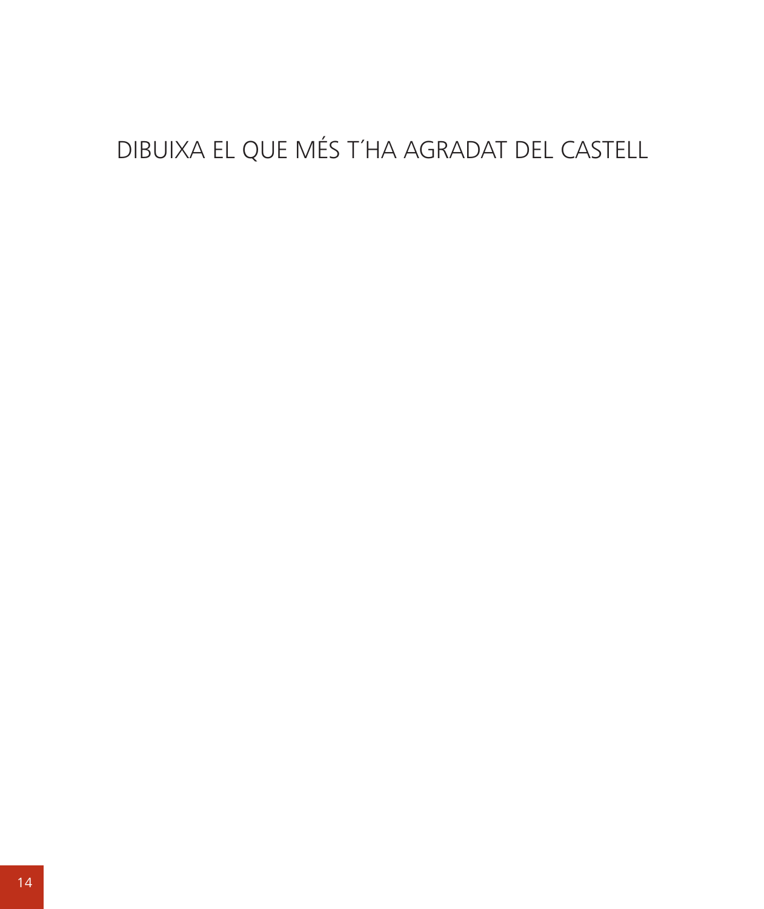DIBUIXA EL QUE MÉS T´HA AGRADAT DEL CASTELL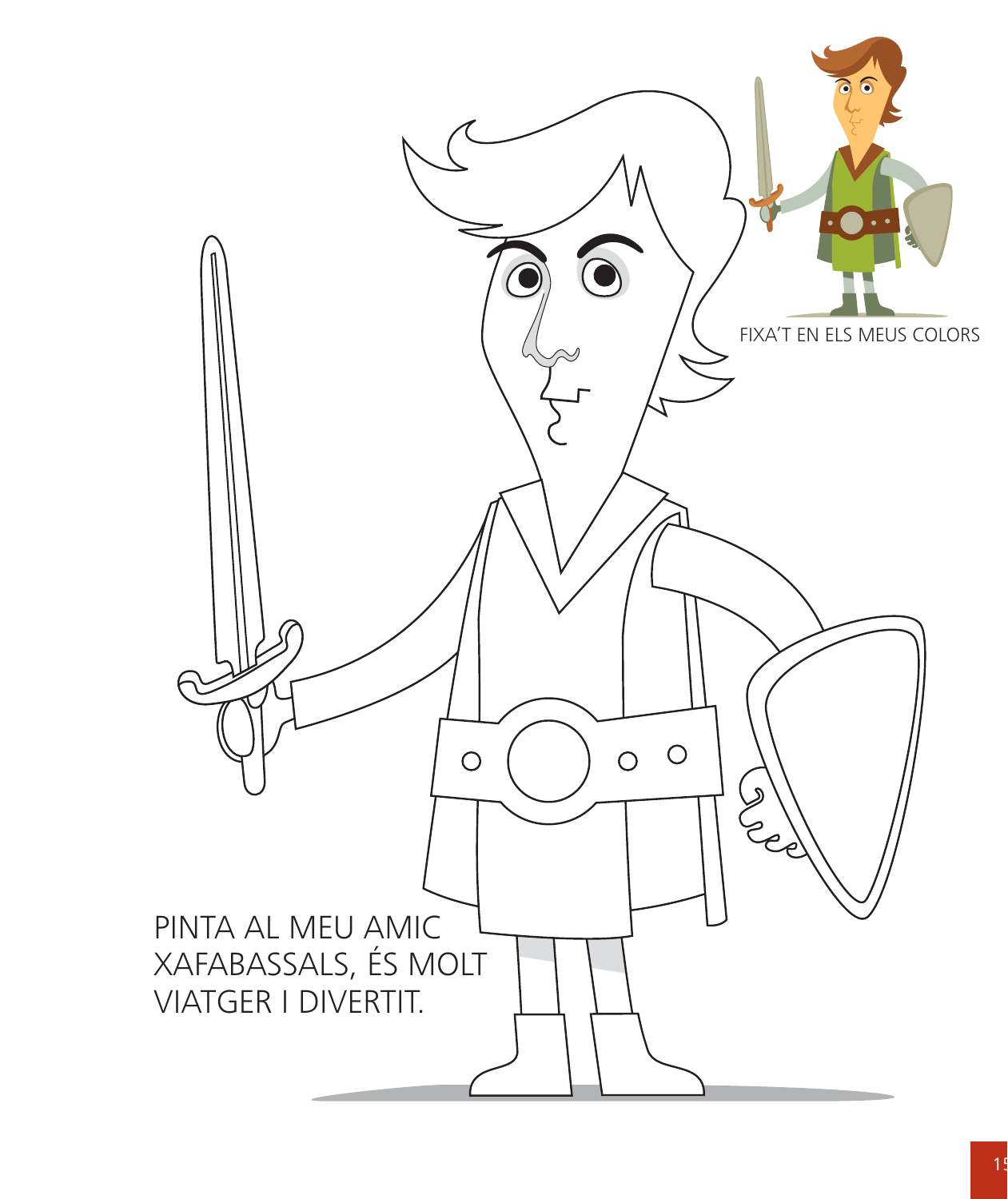FIXA'T EN ELS MEUS COLORS

PINTA AL MEU AMIC XAFABASSALS, ÉS MOLT VIATGER I DIVERTIT.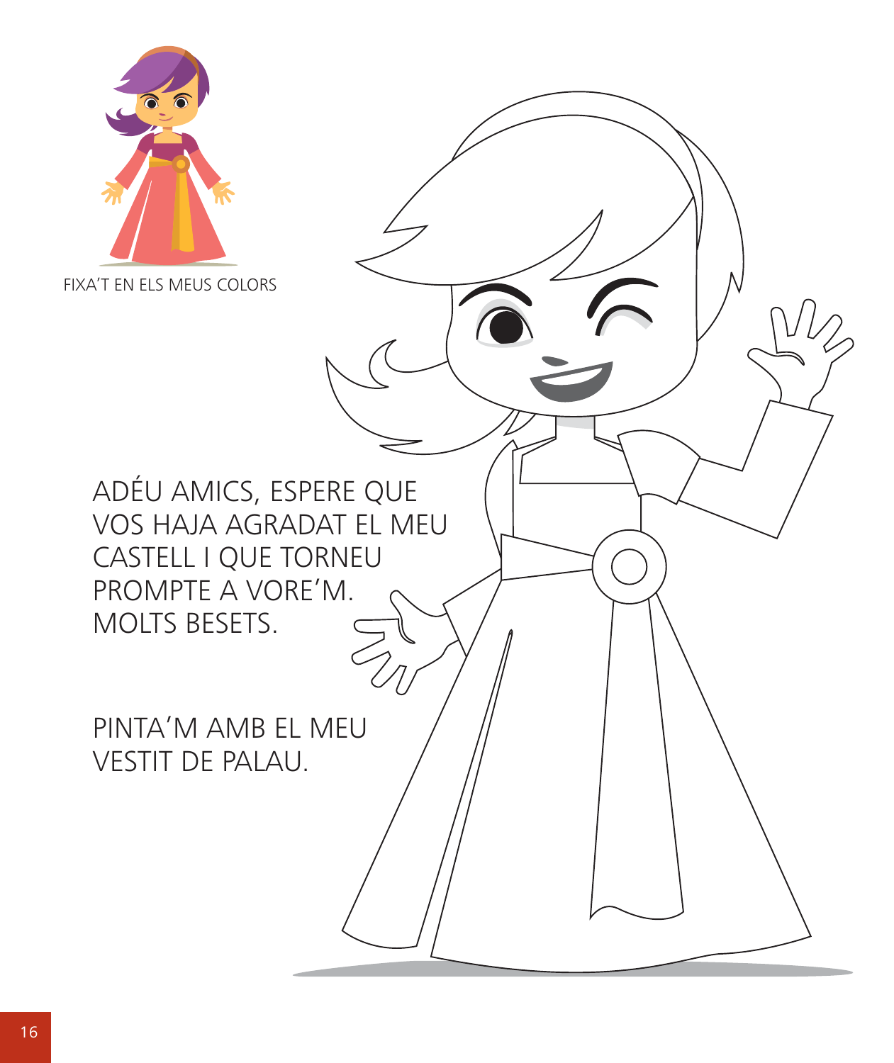FIXA'T EN ELS MEUS COLORS

ADÉU AMICS, ESPERE QUE VOS HAJA AGRADAT EL MEU CASTELL I QUE TORNEU PROMPTE A VORE'M. MOLTS BESETS.

PINTA'M AMB EL MEU VESTIT DE PALAU.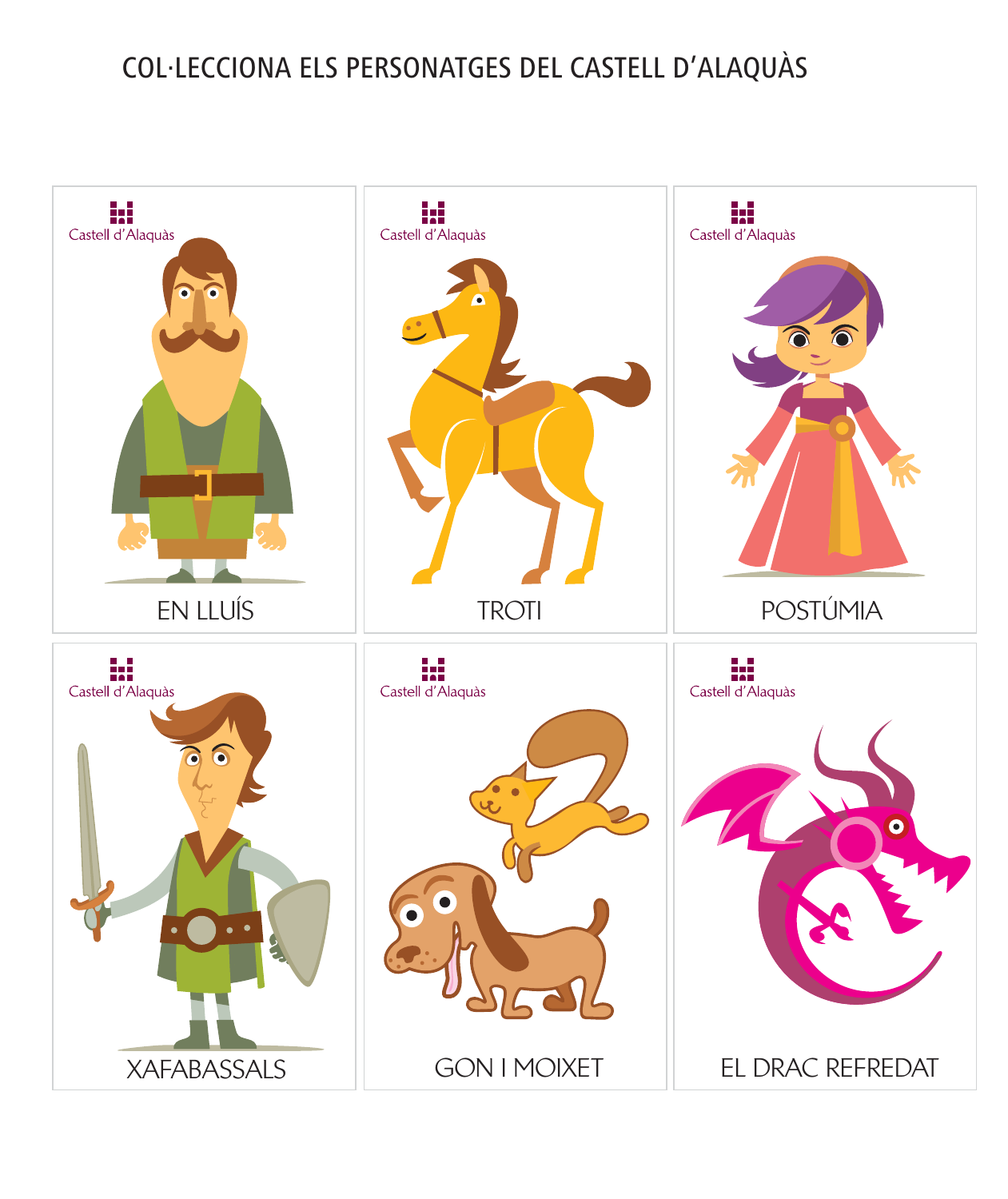# COL·LECCIONA ELS PERSONATGES DEL CASTELL D'ALAQUÀS

Castell d'Alaquàs

EN LLUÍS

Castell d'Alaquàs

TROTI

Castell d'Alaquàs

POSTÚMIA

Castell d'Alaquàs

XAFABASSALS

Castell d'Alaquàs

GON I MOIXET

Castell d'Alaquàs

EL DRAC REFREDAT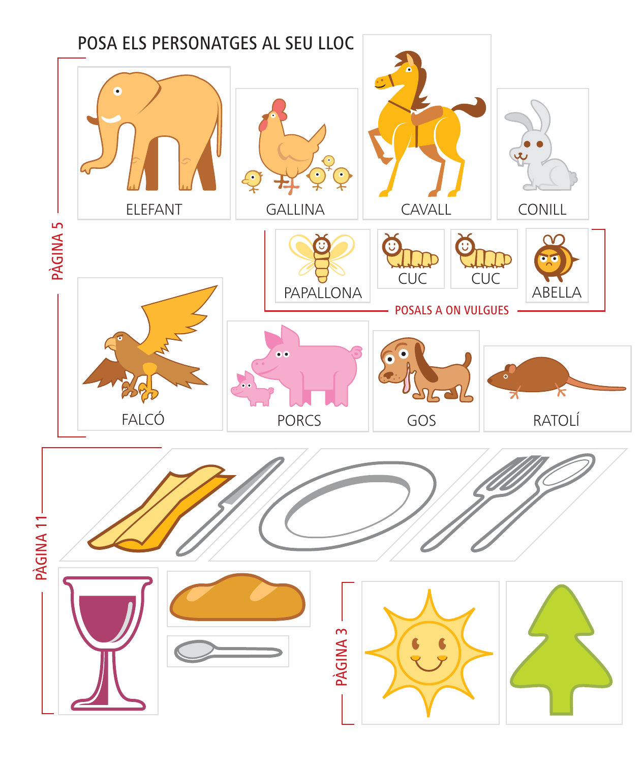# POSA ELS PERSONATGES AL SEU LLOC

PÀGINA 5

ELEFANT

GALLINA

CAVALL

CONILL

PAPALLONA

CUC

CUC

ABELLA

POSALS A ON VULGUES

FALCÓ

PORCS

GOS

RATOLÍ

PÀGINA 11

PÀGINA 3